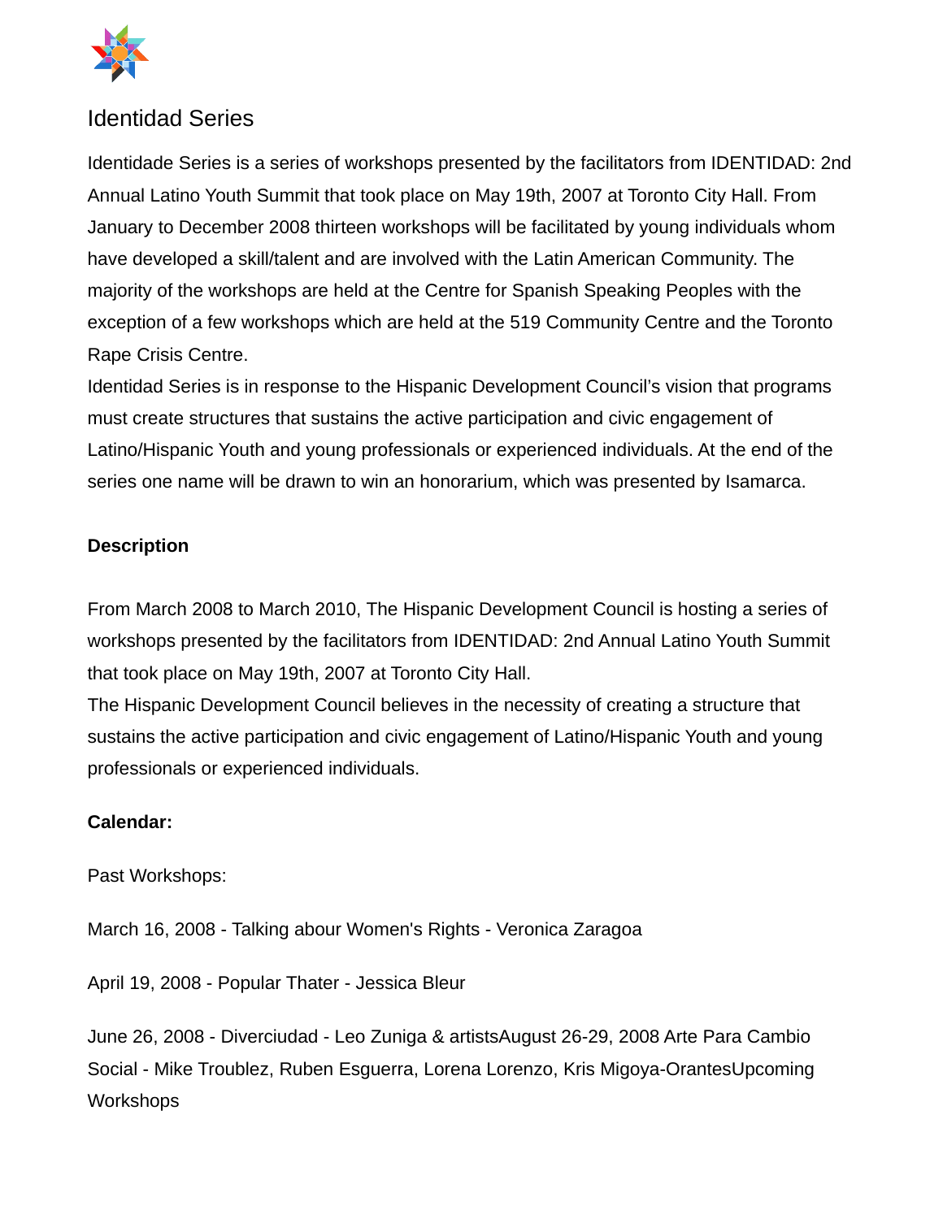# Identidad Series

Identidade Series is a series of workshops presented by the facilitators from IDENTIDAD: 2nd Annual Latino Youth Summit that took place on May 19th, 2007 at Toronto City Hall. From January to December 2008 thirteen workshops will be facilitated by young individuals whom have developed a skill/talent and are involved with the Latin American Community. The majority of the workshops are held at the Centre for Spanish Speaking Peoples with the exception of a few workshops which are held at the 519 Community Centre and the Toronto Rape Crisis Centre.
Identidad Series is in response to the Hispanic Development Council's vision that programs must create structures that sustains the active participation and civic engagement of Latino/Hispanic Youth and young professionals or experienced individuals. At the end of the series one name will be drawn to win an honorarium, which was presented by Isamarca.

**Description**

From March 2008 to March 2010, The Hispanic Development Council is hosting a series of workshops presented by the facilitators from IDENTIDAD: 2nd Annual Latino Youth Summit that took place on May 19th, 2007 at Toronto City Hall.
The Hispanic Development Council believes in the necessity of creating a structure that sustains the active participation and civic engagement of Latino/Hispanic Youth and young professionals or experienced individuals.

**Calendar:**

Past Workshops:

March 16, 2008 - Talking abour Women's Rights - Veronica Zaragoa

April 19, 2008 - Popular Thater - Jessica Bleur

June 26, 2008 - Diverciudad - Leo Zuniga & artistsAugust 26-29, 2008 Arte Para Cambio Social - Mike Troublez, Ruben Esguerra, Lorena Lorenzo, Kris Migoya-OrantesUpcoming Workshops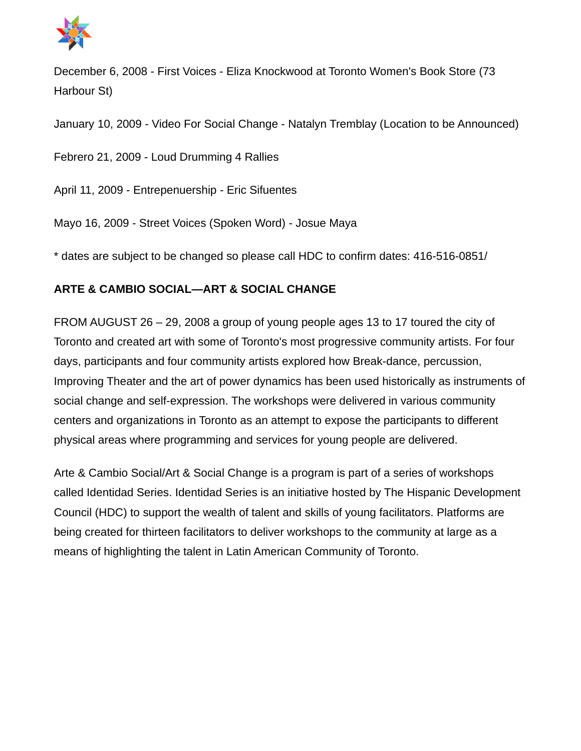December 6, 2008 - First Voices - Eliza Knockwood at Toronto Women's Book Store (73 Harbour St)

January 10, 2009 - Video For Social Change - Natalyn Tremblay (Location to be Announced)

Febrero 21, 2009 - Loud Drumming 4 Rallies

April 11, 2009 - Entrepenuership - Eric Sifuentes

Mayo 16, 2009 - Street Voices (Spoken Word) - Josue Maya

* dates are subject to be changed so please call HDC to confirm dates: 416-516-0851/

**ARTE & CAMBIO SOCIAL—ART & SOCIAL CHANGE**

FROM AUGUST 26 – 29, 2008 a group of young people ages 13 to 17 toured the city of Toronto and created art with some of Toronto's most progressive community artists. For four days, participants and four community artists explored how Break-dance, percussion, Improving Theater and the art of power dynamics has been used historically as instruments of social change and self-expression. The workshops were delivered in various community centers and organizations in Toronto as an attempt to expose the participants to different physical areas where programming and services for young people are delivered.

Arte & Cambio Social/Art & Social Change is a program is part of a series of workshops called Identidad Series. Identidad Series is an initiative hosted by The Hispanic Development Council (HDC) to support the wealth of talent and skills of young facilitators. Platforms are being created for thirteen facilitators to deliver workshops to the community at large as a means of highlighting the talent in Latin American Community of Toronto.